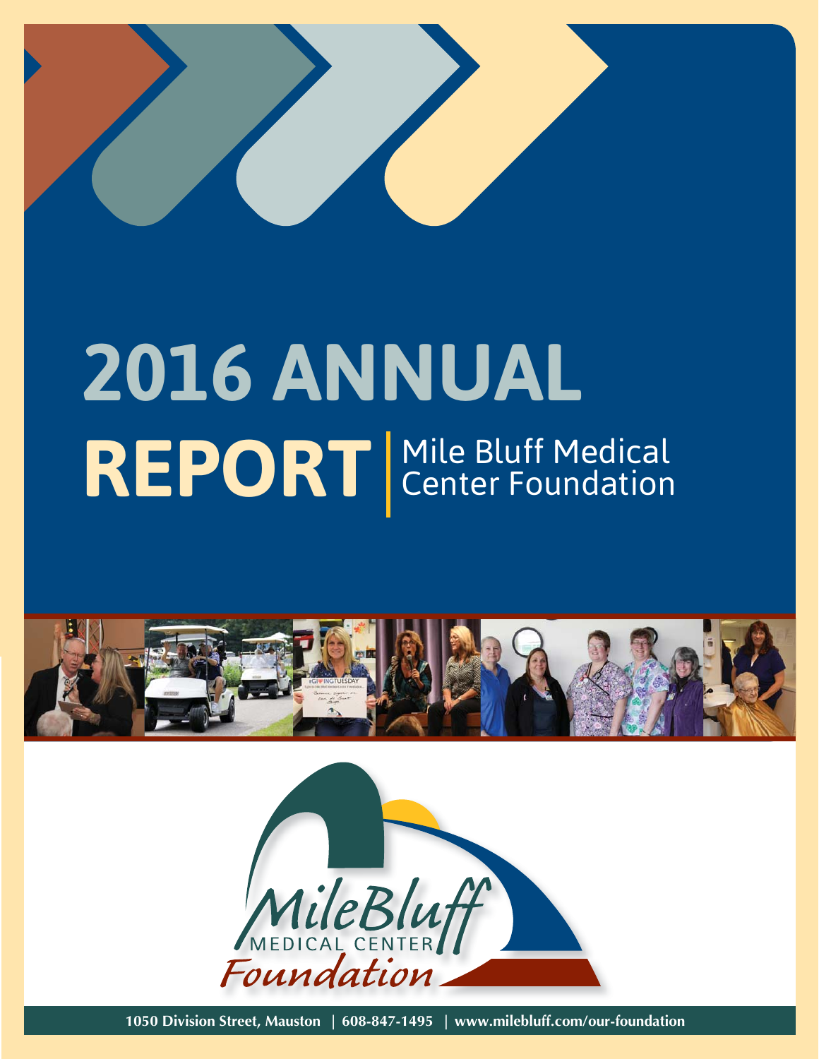# 2016 ANNUAL REPORT

Mile Bluff Medical Center Foundation

MileBluff MEDICAL CENTER Foundation

1050 Division Street, Mauston | 608-847-1495 | www.milebluff.com/our-foundation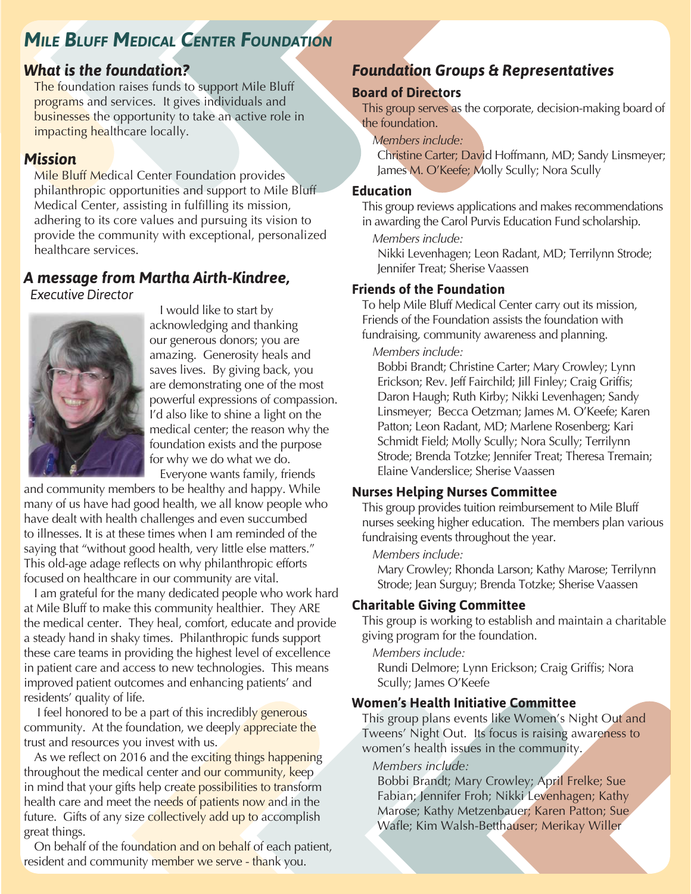# Mile Bluff Medical Center Foundation

## What is the foundation?

The foundation raises funds to support Mile Bluff programs and services. It gives individuals and businesses the opportunity to take an active role in impacting healthcare locally.

## Mission

Mile Bluff Medical Center Foundation provides philanthropic opportunities and support to Mile Bluff Medical Center, assisting in fulfilling its mission, adhering to its core values and pursuing its vision to provide the community with exceptional, personalized healthcare services.

## A message from Martha Airth-Kindree,

*Executive Director*

I would like to start by acknowledging and thanking our generous donors; you are amazing. Generosity heals and saves lives. By giving back, you are demonstrating one of the most powerful expressions of compassion. I'd also like to shine a light on the medical center; the reason why the foundation exists and the purpose for why we do what we do.

Everyone wants family, friends and community members to be healthy and happy. While many of us have had good health, we all know people who have dealt with health challenges and even succumbed to illnesses. It is at these times when I am reminded of the saying that "without good health, very little else matters." This old-age adage reflects on why philanthropic efforts focused on healthcare in our community are vital.

I am grateful for the many dedicated people who work hard at Mile Bluff to make this community healthier. They ARE the medical center. They heal, comfort, educate and provide a steady hand in shaky times. Philanthropic funds support these care teams in providing the highest level of excellence in patient care and access to new technologies. This means improved patient outcomes and enhancing patients' and residents' quality of life.

I feel honored to be a part of this incredibly generous community. At the foundation, we deeply appreciate the trust and resources you invest with us.

As we reflect on 2016 and the exciting things happening throughout the medical center and our community, keep in mind that your gifts help create possibilities to transform health care and meet the needs of patients now and in the future. Gifts of any size collectively add up to accomplish great things.

On behalf of the foundation and on behalf of each patient, resident and community member we serve - thank you.

## Foundation Groups & Representatives

### Board of Directors

This group serves as the corporate, decision-making board of the foundation.

*Members include:*
Christine Carter; David Hoffmann, MD; Sandy Linsmeyer; James M. O'Keefe; Molly Scully; Nora Scully

### Education

This group reviews applications and makes recommendations in awarding the Carol Purvis Education Fund scholarship.

*Members include:*
Nikki Levenhagen; Leon Radant, MD; Terrilynn Strode; Jennifer Treat; Sherise Vaassen

### Friends of the Foundation

To help Mile Bluff Medical Center carry out its mission, Friends of the Foundation assists the foundation with fundraising, community awareness and planning.

*Members include:*
Bobbi Brandt; Christine Carter; Mary Crowley; Lynn Erickson; Rev. Jeff Fairchild; Jill Finley; Craig Griffis; Daron Haugh; Ruth Kirby; Nikki Levenhagen; Sandy Linsmeyer; Becca Oetzman; James M. O'Keefe; Karen Patton; Leon Radant, MD; Marlene Rosenberg; Kari Schmidt Field; Molly Scully; Nora Scully; Terrilynn Strode; Brenda Totzke; Jennifer Treat; Theresa Tremain; Elaine Vanderslice; Sherise Vaassen

### Nurses Helping Nurses Committee

This group provides tuition reimbursement to Mile Bluff nurses seeking higher education. The members plan various fundraising events throughout the year.

*Members include:*
Mary Crowley; Rhonda Larson; Kathy Marose; Terrilynn Strode; Jean Surguy; Brenda Totzke; Sherise Vaassen

### Charitable Giving Committee

This group is working to establish and maintain a charitable giving program for the foundation.

*Members include:*
Rundi Delmore; Lynn Erickson; Craig Griffis; Nora Scully; James O'Keefe

### Women's Health Initiative Committee

This group plans events like Women's Night Out and Tweens' Night Out. Its focus is raising awareness to women's health issues in the community.

*Members include:*
Bobbi Brandt; Mary Crowley; April Frelke; Sue Fabian; Jennifer Froh; Nikki Levenhagen; Kathy Marose; Kathy Metzenbauer; Karen Patton; Sue Wafle; Kim Walsh-Betthauser; Merikay Willer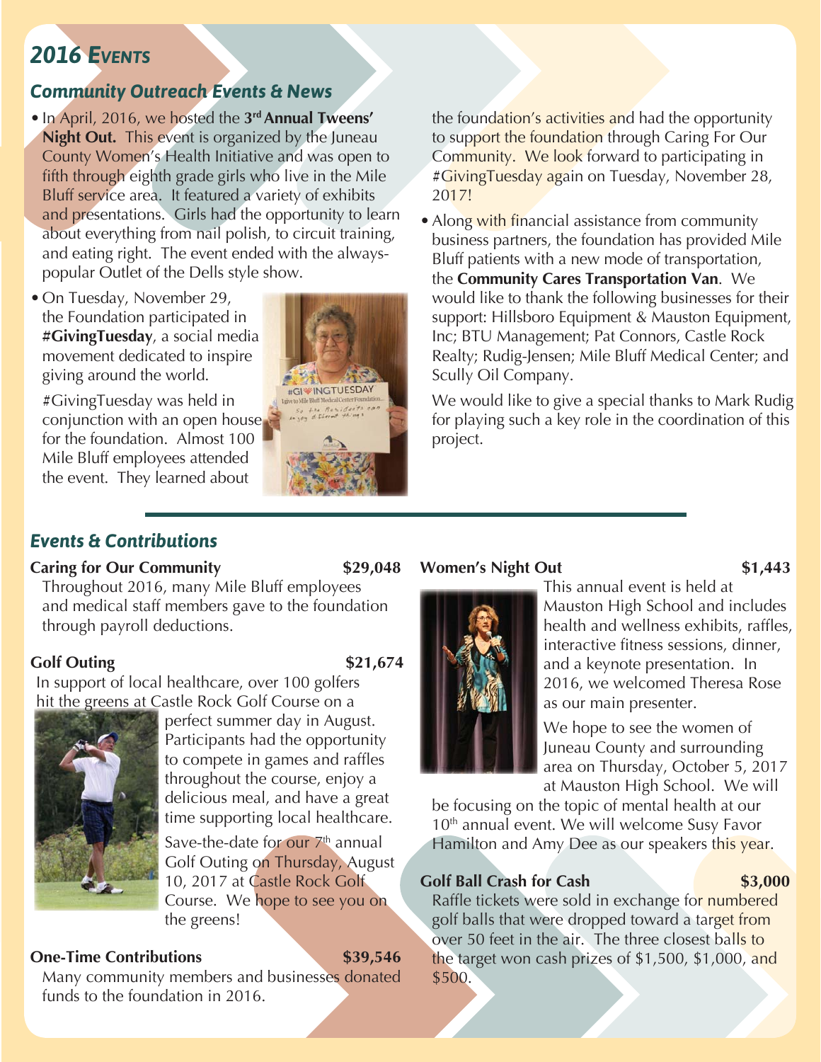## 2016 Events

### Community Outreach Events & News

- In April, 2016, we hosted the 3rd **Annual Tweens' Night Out.** This event is organized by the Juneau County Women's Health Initiative and was open to fifth through eighth grade girls who live in the Mile Bluff service area. It featured a variety of exhibits and presentations. Girls had the opportunity to learn about everything from nail polish, to circuit training, and eating right. The event ended with the always-popular Outlet of the Dells style show.

- On Tuesday, November 29, the Foundation participated in **#GivingTuesday**, a social media movement dedicated to inspire giving around the world.

  #GivingTuesday was held in conjunction with an open house for the foundation. Almost 100 Mile Bluff employees attended the event. They learned about the foundation's activities and had the opportunity to support the foundation through Caring For Our Community. We look forward to participating in #GivingTuesday again on Tuesday, November 28, 2017!

- Along with financial assistance from community business partners, the foundation has provided Mile Bluff patients with a new mode of transportation, the **Community Cares Transportation Van**. We would like to thank the following businesses for their support: Hillsboro Equipment & Mauston Equipment, Inc; BTU Management; Pat Connors, Castle Rock Realty; Rudig-Jensen; Mile Bluff Medical Center; and Scully Oil Company.

  We would like to give a special thanks to Mark Rudig for playing such a key role in the coordination of this project.

### Events & Contributions

**Caring for Our Community** **$29,048**

Throughout 2016, many Mile Bluff employees and medical staff members gave to the foundation through payroll deductions.

**Golf Outing** **$21,674**

In support of local healthcare, over 100 golfers hit the greens at Castle Rock Golf Course on a perfect summer day in August. Participants had the opportunity to compete in games and raffles throughout the course, enjoy a delicious meal, and have a great time supporting local healthcare.

Save-the-date for our 7th annual Golf Outing on Thursday, August 10, 2017 at Castle Rock Golf Course. We hope to see you on the greens!

**One-Time Contributions** **$39,546**

Many community members and businesses donated funds to the foundation in 2016.

**Women's Night Out** **$1,443**

This annual event is held at Mauston High School and includes health and wellness exhibits, raffles, interactive fitness sessions, dinner, and a keynote presentation. In 2016, we welcomed Theresa Rose as our main presenter.

We hope to see the women of Juneau County and surrounding area on Thursday, October 5, 2017 at Mauston High School. We will be focusing on the topic of mental health at our 10th annual event. We will welcome Susy Favor Hamilton and Amy Dee as our speakers this year.

**Golf Ball Crash for Cash** **$3,000**

Raffle tickets were sold in exchange for numbered golf balls that were dropped toward a target from over 50 feet in the air. The three closest balls to the target won cash prizes of $1,500, $1,000, and $500.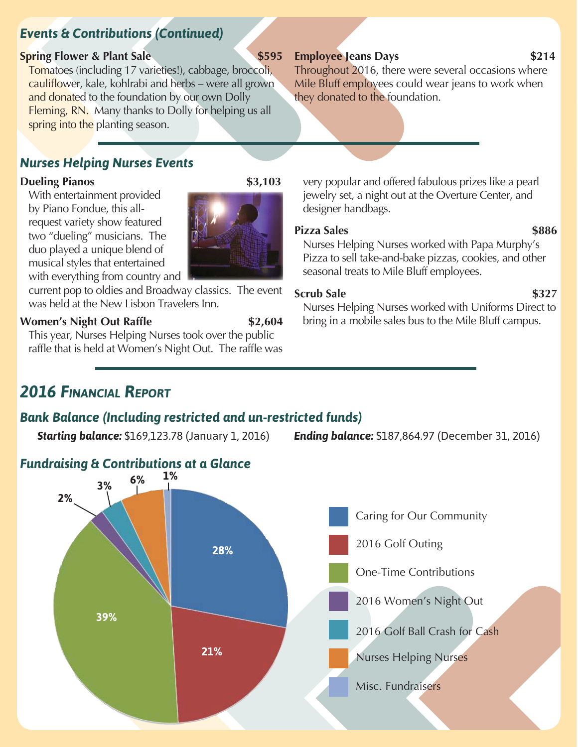## Events & Contributions (Continued)

**Spring Flower & Plant Sale** **$595**

Tomatoes (including 17 varieties!), cabbage, broccoli, cauliflower, kale, kohlrabi and herbs – were all grown and donated to the foundation by our own Dolly Fleming, RN. Many thanks to Dolly for helping us all spring into the planting season.

**Employee Jeans Days** **$214**

Throughout 2016, there were several occasions where Mile Bluff employees could wear jeans to work when they donated to the foundation.

## Nurses Helping Nurses Events

**Dueling Pianos** **$3,103**

With entertainment provided by Piano Fondue, this all-request variety show featured two "dueling" musicians. The duo played a unique blend of musical styles that entertained with everything from country and current pop to oldies and Broadway classics. The event was held at the New Lisbon Travelers Inn.

**Women's Night Out Raffle** **$2,604**

This year, Nurses Helping Nurses took over the public raffle that is held at Women's Night Out. The raffle was very popular and offered fabulous prizes like a pearl jewelry set, a night out at the Overture Center, and designer handbags.

**Pizza Sales** **$886**

Nurses Helping Nurses worked with Papa Murphy's Pizza to sell take-and-bake pizzas, cookies, and other seasonal treats to Mile Bluff employees.

**Scrub Sale** **$327**

Nurses Helping Nurses worked with Uniforms Direct to bring in a mobile sales bus to the Mile Bluff campus.

## 2016 Financial Report

### Bank Balance (Including restricted and un-restricted funds)

***Starting balance:*** $169,123.78 (January 1, 2016) ***Ending balance:*** $187,864.97 (December 31, 2016)

### Fundraising & Contributions at a Glance

| Category | Percentage |
|---|---|
| Caring for Our Community | 28% |
| 2016 Golf Outing | 21% |
| One-Time Contributions | 39% |
| 2016 Women's Night Out | 2% |
| 2016 Golf Ball Crash for Cash | 3% |
| Nurses Helping Nurses | 6% |
| Misc. Fundraisers | 1% |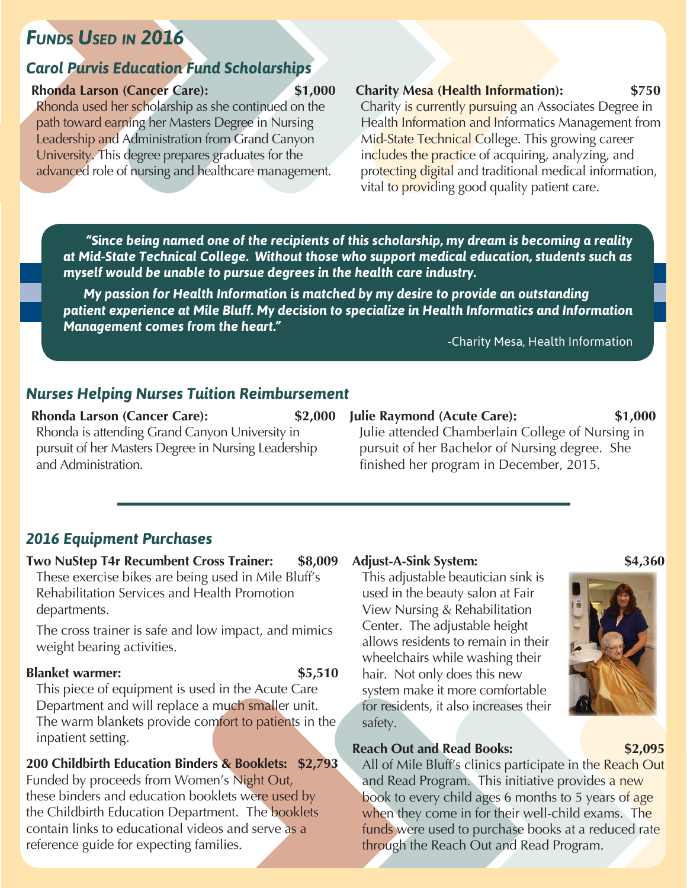# *Funds Used in 2016*

## *Carol Purvis Education Fund Scholarships*

**Rhonda Larson (Cancer Care): $1,000**

Rhonda used her scholarship as she continued on the path toward earning her Masters Degree in Nursing Leadership and Administration from Grand Canyon University. This degree prepares graduates for the advanced role of nursing and healthcare management.

**Charity Mesa (Health Information): $750**

Charity is currently pursuing an Associates Degree in Health Information and Informatics Management from Mid-State Technical College. This growing career includes the practice of acquiring, analyzing, and protecting digital and traditional medical information, vital to providing good quality patient care.

> ***"Since being named one of the recipients of this scholarship, my dream is becoming a reality at Mid-State Technical College. Without those who support medical education, students such as myself would be unable to pursue degrees in the health care industry.***
>
> ***My passion for Health Information is matched by my desire to provide an outstanding patient experience at Mile Bluff. My decision to specialize in Health Informatics and Information Management comes from the heart."***
>
> -Charity Mesa, Health Information

## *Nurses Helping Nurses Tuition Reimbursement*

**Rhonda Larson (Cancer Care): $2,000**

Rhonda is attending Grand Canyon University in pursuit of her Masters Degree in Nursing Leadership and Administration.

**Julie Raymond (Acute Care): $1,000**

Julie attended Chamberlain College of Nursing in pursuit of her Bachelor of Nursing degree. She finished her program in December, 2015.

---

## *2016 Equipment Purchases*

**Two NuStep T4r Recumbent Cross Trainer: $8,009**

These exercise bikes are being used in Mile Bluff's Rehabilitation Services and Health Promotion departments.

The cross trainer is safe and low impact, and mimics weight bearing activities.

**Blanket warmer: $5,510**

This piece of equipment is used in the Acute Care Department and will replace a much smaller unit. The warm blankets provide comfort to patients in the inpatient setting.

**200 Childbirth Education Binders & Booklets: $2,793**

Funded by proceeds from Women's Night Out, these binders and education booklets were used by the Childbirth Education Department. The booklets contain links to educational videos and serve as a reference guide for expecting families.

**Adjust-A-Sink System: $4,360**

This adjustable beautician sink is used in the beauty salon at Fair View Nursing & Rehabilitation Center. The adjustable height allows residents to remain in their wheelchairs while washing their hair. Not only does this new system make it more comfortable for residents, it also increases their safety.

**Reach Out and Read Books: $2,095**

All of Mile Bluff's clinics participate in the Reach Out and Read Program. This initiative provides a new book to every child ages 6 months to 5 years of age when they come in for their well-child exams. The funds were used to purchase books at a reduced rate through the Reach Out and Read Program.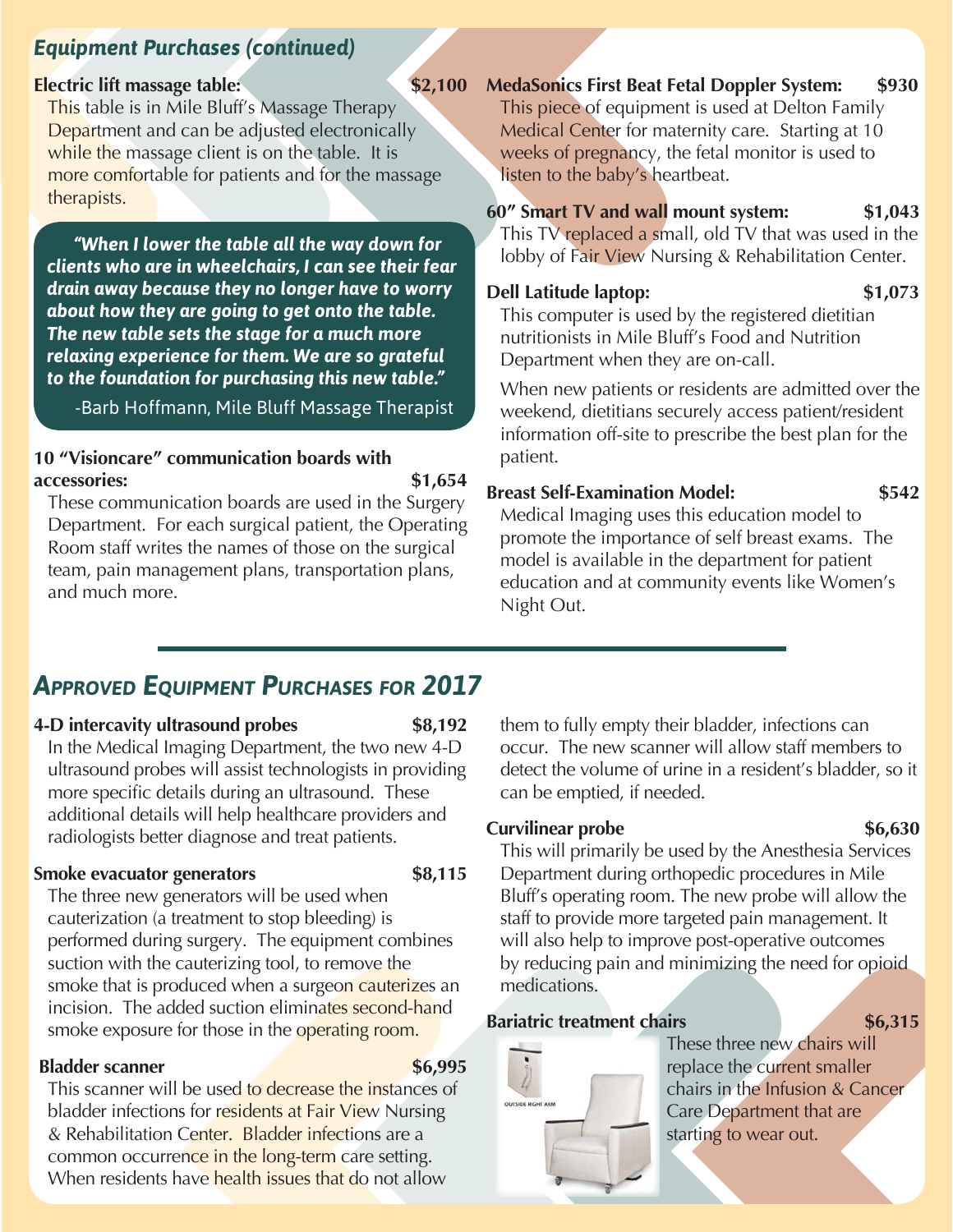## *Equipment Purchases (continued)*

**Electric lift massage table: $2,100**

This table is in Mile Bluff's Massage Therapy Department and can be adjusted electronically while the massage client is on the table. It is more comfortable for patients and for the massage therapists.

> ***"When I lower the table all the way down for clients who are in wheelchairs, I can see their fear drain away because they no longer have to worry about how they are going to get onto the table. The new table sets the stage for a much more relaxing experience for them. We are so grateful to the foundation for purchasing this new table."***
>
> -Barb Hoffmann, Mile Bluff Massage Therapist

**10 "Visioncare" communication boards with accessories: $1,654**

These communication boards are used in the Surgery Department. For each surgical patient, the Operating Room staff writes the names of those on the surgical team, pain management plans, transportation plans, and much more.

**MedaSonics First Beat Fetal Doppler System: $930**

This piece of equipment is used at Delton Family Medical Center for maternity care. Starting at 10 weeks of pregnancy, the fetal monitor is used to listen to the baby's heartbeat.

**60" Smart TV and wall mount system: $1,043**

This TV replaced a small, old TV that was used in the lobby of Fair View Nursing & Rehabilitation Center.

**Dell Latitude laptop: $1,073**

This computer is used by the registered dietitian nutritionists in Mile Bluff's Food and Nutrition Department when they are on-call.

When new patients or residents are admitted over the weekend, dietitians securely access patient/resident information off-site to prescribe the best plan for the patient.

**Breast Self-Examination Model: $542**

Medical Imaging uses this education model to promote the importance of self breast exams. The model is available in the department for patient education and at community events like Women's Night Out.

## *Approved Equipment Purchases for 2017*

**4-D intercavity ultrasound probes $8,192**

In the Medical Imaging Department, the two new 4-D ultrasound probes will assist technologists in providing more specific details during an ultrasound. These additional details will help healthcare providers and radiologists better diagnose and treat patients.

**Smoke evacuator generators $8,115**

The three new generators will be used when cauterization (a treatment to stop bleeding) is performed during surgery. The equipment combines suction with the cauterizing tool, to remove the smoke that is produced when a surgeon cauterizes an incision. The added suction eliminates second-hand smoke exposure for those in the operating room.

**Bladder scanner $6,995**

This scanner will be used to decrease the instances of bladder infections for residents at Fair View Nursing & Rehabilitation Center. Bladder infections are a common occurrence in the long-term care setting. When residents have health issues that do not allow them to fully empty their bladder, infections can occur. The new scanner will allow staff members to detect the volume of urine in a resident's bladder, so it can be emptied, if needed.

**Curvilinear probe $6,630**

This will primarily be used by the Anesthesia Services Department during orthopedic procedures in Mile Bluff's operating room. The new probe will allow the staff to provide more targeted pain management. It will also help to improve post-operative outcomes by reducing pain and minimizing the need for opioid medications.

**Bariatric treatment chairs $6,315**

These three new chairs will replace the current smaller chairs in the Infusion & Cancer Care Department that are starting to wear out.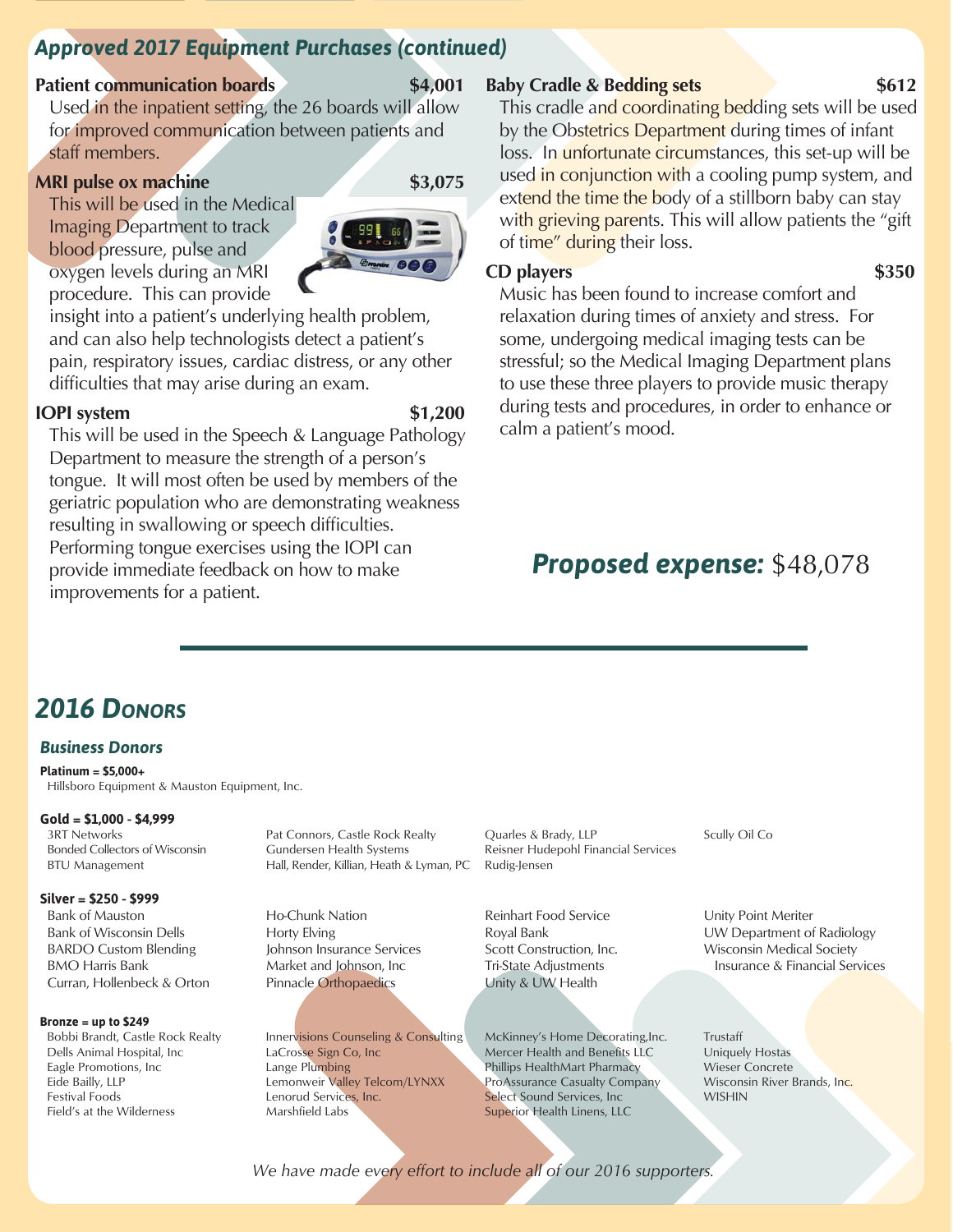## Approved 2017 Equipment Purchases (continued)

**Patient communication boards** **$4,001**

Used in the inpatient setting, the 26 boards will allow for improved communication between patients and staff members.

**MRI pulse ox machine** **$3,075**

This will be used in the Medical Imaging Department to track blood pressure, pulse and oxygen levels during an MRI procedure. This can provide insight into a patient's underlying health problem, and can also help technologists detect a patient's pain, respiratory issues, cardiac distress, or any other difficulties that may arise during an exam.

**IOPI system** **$1,200**

This will be used in the Speech & Language Pathology Department to measure the strength of a person's tongue. It will most often be used by members of the geriatric population who are demonstrating weakness resulting in swallowing or speech difficulties. Performing tongue exercises using the IOPI can provide immediate feedback on how to make improvements for a patient.

**Baby Cradle & Bedding sets** **$612**

This cradle and coordinating bedding sets will be used by the Obstetrics Department during times of infant loss. In unfortunate circumstances, this set-up will be used in conjunction with a cooling pump system, and extend the time the body of a stillborn baby can stay with grieving parents. This will allow patients the "gift of time" during their loss.

**CD players** **$350**

Music has been found to increase comfort and relaxation during times of anxiety and stress. For some, undergoing medical imaging tests can be stressful; so the Medical Imaging Department plans to use these three players to provide music therapy during tests and procedures, in order to enhance or calm a patient's mood.

***Proposed expense:*** $48,078

---

## 2016 Donors

### Business Donors

**Platinum = $5,000+**

Hillsboro Equipment & Mauston Equipment, Inc.

**Gold = $1,000 - $4,999**

- 3RT Networks
- Bonded Collectors of Wisconsin
- BTU Management
- Pat Connors, Castle Rock Realty
- Gundersen Health Systems
- Hall, Render, Killian, Heath & Lyman, PC
- Quarles & Brady, LLP
- Reisner Hudepohl Financial Services
- Rudig-Jensen
- Scully Oil Co

**Silver = $250 - $999**

- Bank of Mauston
- Bank of Wisconsin Dells
- BARDO Custom Blending
- BMO Harris Bank
- Curran, Hollenbeck & Orton
- Ho-Chunk Nation
- Horty Elving
- Johnson Insurance Services
- Market and Johnson, Inc
- Pinnacle Orthopaedics
- Reinhart Food Service
- Royal Bank
- Scott Construction, Inc.
- Tri-State Adjustments
- Unity & UW Health
- Unity Point Meriter
- UW Department of Radiology
- Wisconsin Medical Society Insurance & Financial Services

**Bronze = up to $249**

- Bobbi Brandt, Castle Rock Realty
- Dells Animal Hospital, Inc
- Eagle Promotions, Inc
- Eide Bailly, LLP
- Festival Foods
- Field's at the Wilderness
- Innervisions Counseling & Consulting
- LaCrosse Sign Co, Inc
- Lange Plumbing
- Lemonweir Valley Telcom/LYNXX
- Lenorud Services, Inc.
- Marshfield Labs
- McKinney's Home Decorating,Inc.
- Mercer Health and Benefits LLC
- Phillips HealthMart Pharmacy
- ProAssurance Casualty Company
- Select Sound Services, Inc
- Superior Health Linens, LLC
- Trustaff
- Uniquely Hostas
- Wieser Concrete
- Wisconsin River Brands, Inc.
- WISHIN

*We have made every effort to include all of our 2016 supporters.*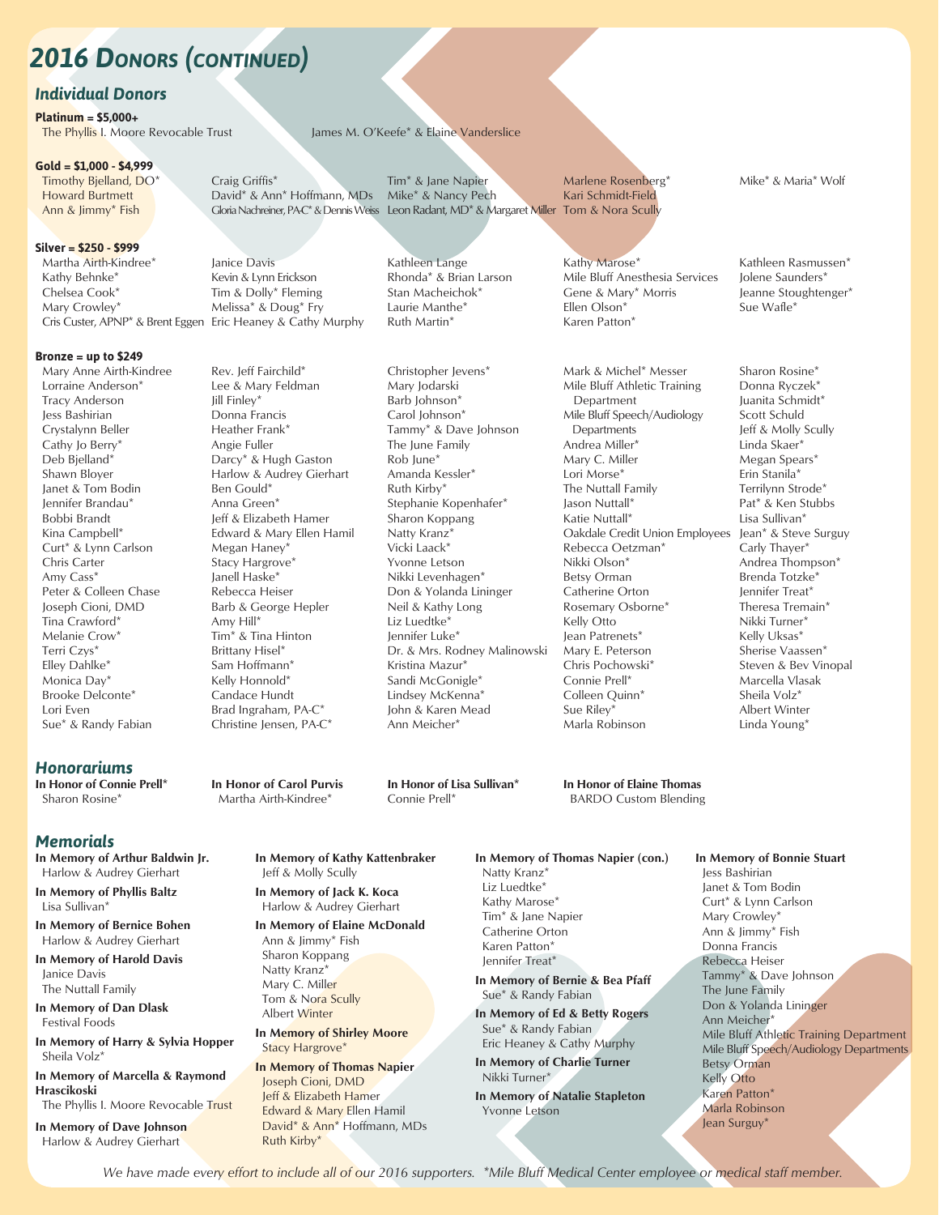# 2016 Donors (continued)

## Individual Donors

**Platinum = $5,000+**

The Phyllis I. Moore Revocable Trust
James M. O'Keefe* & Elaine Vanderslice

**Gold = $1,000 - $4,999**

Timothy Bjelland, DO*
Howard Burtmett
Ann & Jimmy* Fish
Craig Griffis*
David* & Ann* Hoffmann, MDs
Gloria Nachreiner, PA-C* & Dennis Weiss
Tim* & Jane Napier
Mike* & Nancy Pech
Leon Radant, MD* & Margaret Miller
Marlene Rosenberg*
Kari Schmidt-Field
Tom & Nora Scully
Mike* & Maria* Wolf

**Silver = $250 - $999**

Martha Airth-Kindree*
Kathy Behnke*
Chelsea Cook*
Mary Crowley*
Cris Custer, APNP* & Brent Eggen
Janice Davis
Kevin & Lynn Erickson
Tim & Dolly* Fleming
Melissa* & Doug* Fry
Eric Heaney & Cathy Murphy
Kathleen Lange
Rhonda* & Brian Larson
Stan Macheichok*
Laurie Manthe*
Ruth Martin*
Kathy Marose*
Mile Bluff Anesthesia Services
Gene & Mary* Morris
Ellen Olson*
Karen Patton*
Kathleen Rasmussen*
Jolene Saunders*
Jeanne Stoughtenger*
Sue Wafle*

**Bronze = up to $249**

Mary Anne Airth-Kindree
Lorraine Anderson*
Tracy Anderson
Jess Bashirian
Crystalynn Beller
Cathy Jo Berry*
Deb Bjelland*
Shawn Bloyer
Janet & Tom Bodin
Jennifer Brandau*
Bobbi Brandt
Kina Campbell*
Curt* & Lynn Carlson
Chris Carter
Amy Cass*
Peter & Colleen Chase
Joseph Cioni, DMD
Tina Crawford*
Melanie Crow*
Terri Czys*
Elley Dahlke*
Monica Day*
Brooke Delconte*
Lori Even
Sue* & Randy Fabian
Rev. Jeff Fairchild*
Lee & Mary Feldman
Jill Finley*
Donna Francis
Heather Frank*
Angie Fuller
Darcy* & Hugh Gaston
Harlow & Audrey Gierhart
Ben Gould*
Anna Green*
Jeff & Elizabeth Hamer
Edward & Mary Ellen Hamil
Megan Haney*
Stacy Hargrove*
Janell Haske*
Rebecca Heiser
Barb & George Hepler
Amy Hill*
Tim* & Tina Hinton
Brittany Hisel*
Sam Hoffmann*
Kelly Honnold*
Candace Hundt
Brad Ingraham, PA-C*
Christine Jensen, PA-C*
Christopher Jevens*
Mary Jodarski
Barb Johnson*
Carol Johnson*
Tammy* & Dave Johnson
The June Family
Rob June*
Amanda Kessler*
Ruth Kirby*
Stephanie Kopenhafer*
Sharon Koppang
Natty Kranz*
Vicki Laack*
Yvonne Letson
Nikki Levenhagen*
Don & Yolanda Lininger
Neil & Kathy Long
Liz Luedtke*
Jennifer Luke*
Dr. & Mrs. Rodney Malinowski
Kristina Mazur*
Sandi McGonigle*
Lindsey McKenna*
John & Karen Mead
Ann Meicher*
Mark & Michel* Messer
Mile Bluff Athletic Training Department
Mile Bluff Speech/Audiology Departments
Andrea Miller*
Mary C. Miller
Lori Morse*
The Nuttall Family
Jason Nuttall*
Katie Nuttall*
Oakdale Credit Union Employees
Rebecca Oetzman*
Nikki Olson*
Betsy Orman
Catherine Orton
Rosemary Osborne*
Kelly Otto
Jean Patrenets*
Mary E. Peterson
Chris Pochowski*
Connie Prell*
Colleen Quinn*
Sue Riley*
Marla Robinson
Sharon Rosine*
Donna Ryczek*
Juanita Schmidt*
Scott Schuld
Jeff & Molly Scully
Linda Skaer*
Megan Spears*
Erin Stanila*
Terrilynn Strode*
Pat* & Ken Stubbs
Lisa Sullivan*
Jean* & Steve Surguy
Carly Thayer*
Andrea Thompson*
Brenda Totzke*
Jennifer Treat*
Theresa Tremain*
Nikki Turner*
Kelly Uksas*
Sherise Vaassen*
Steven & Bev Vinopal
Marcella Vlasak
Sheila Volz*
Albert Winter
Linda Young*

## Honorariums

**In Honor of Connie Prell***
Sharon Rosine*

**In Honor of Carol Purvis**
Martha Airth-Kindree*

**In Honor of Lisa Sullivan***
Connie Prell*

**In Honor of Elaine Thomas**
BARDO Custom Blending

## Memorials

**In Memory of Arthur Baldwin Jr.**
Harlow & Audrey Gierhart

**In Memory of Phyllis Baltz**
Lisa Sullivan*

**In Memory of Bernice Bohen**
Harlow & Audrey Gierhart

**In Memory of Harold Davis**
Janice Davis
The Nuttall Family

**In Memory of Dan Dlask**
Festival Foods

**In Memory of Harry & Sylvia Hopper**
Sheila Volz*

**In Memory of Marcella & Raymond Hrascikoski**
The Phyllis I. Moore Revocable Trust

**In Memory of Dave Johnson**
Harlow & Audrey Gierhart

**In Memory of Kathy Kattenbraker**
Jeff & Molly Scully

**In Memory of Jack K. Koca**
Harlow & Audrey Gierhart

**In Memory of Elaine McDonald**
Ann & Jimmy* Fish
Sharon Koppang
Natty Kranz*
Mary C. Miller
Tom & Nora Scully
Albert Winter

**In Memory of Shirley Moore**
Stacy Hargrove*

**In Memory of Thomas Napier**
Joseph Cioni, DMD
Jeff & Elizabeth Hamer
Edward & Mary Ellen Hamil
David* & Ann* Hoffmann, MDs
Ruth Kirby*

**In Memory of Thomas Napier (con.)**
Natty Kranz*
Liz Luedtke*
Kathy Marose*
Tim* & Jane Napier
Catherine Orton
Karen Patton*
Jennifer Treat*

**In Memory of Bernie & Bea Pfaff**
Sue* & Randy Fabian

**In Memory of Ed & Betty Rogers**
Sue* & Randy Fabian
Eric Heaney & Cathy Murphy

**In Memory of Charlie Turner**
Nikki Turner*

**In Memory of Natalie Stapleton**
Yvonne Letson

**In Memory of Bonnie Stuart**
Jess Bashirian
Janet & Tom Bodin
Curt* & Lynn Carlson
Mary Crowley*
Ann & Jimmy* Fish
Donna Francis
Rebecca Heiser
Tammy* & Dave Johnson
The June Family
Don & Yolanda Lininger
Ann Meicher*
Mile Bluff Athletic Training Department
Mile Bluff Speech/Audiology Departments
Betsy Orman
Kelly Otto
Karen Patton*
Marla Robinson
Jean Surguy*

*We have made every effort to include all of our 2016 supporters. \*Mile Bluff Medical Center employee or medical staff member.*